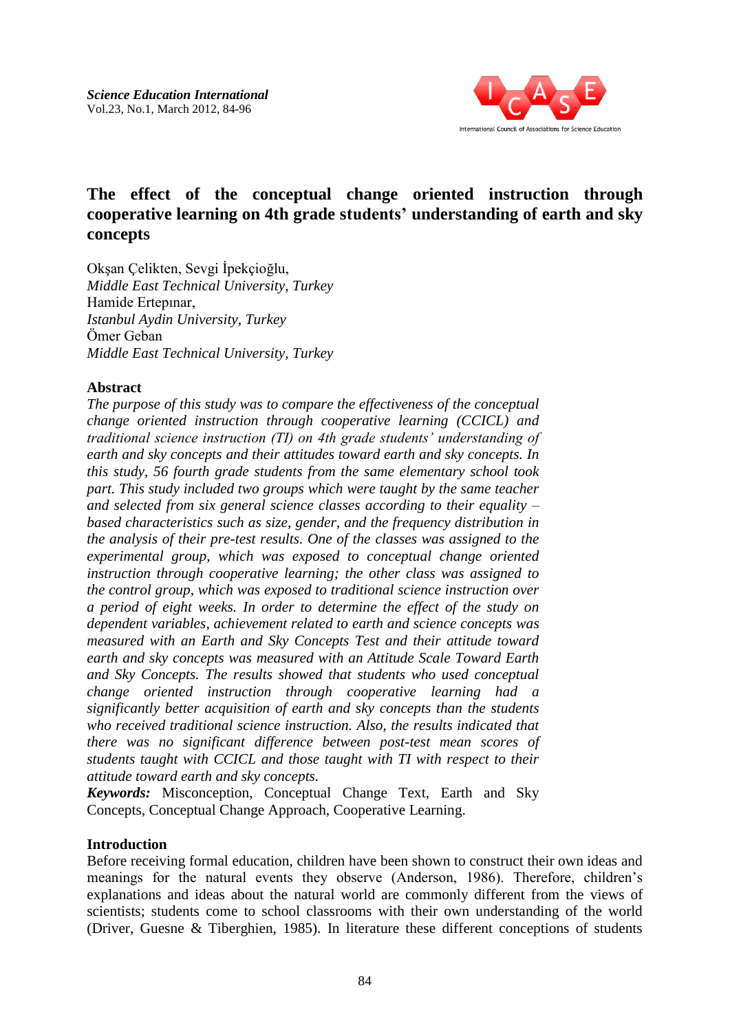# The effect of the conceptual change oriented instruction through cooperative learning on 4th grade students' understanding of earth and sky concepts

Okşan Çelikten, Sevgi İpekçioğlu,
*Middle East Technical University, Turkey*
Hamide Ertepınar,
*Istanbul Aydin University, Turkey*
Ömer Geban
*Middle East Technical University, Turkey*

## Abstract

*The purpose of this study was to compare the effectiveness of the conceptual change oriented instruction through cooperative learning (CCICL) and traditional science instruction (TI) on 4th grade students' understanding of earth and sky concepts and their attitudes toward earth and sky concepts. In this study, 56 fourth grade students from the same elementary school took part. This study included two groups which were taught by the same teacher and selected from six general science classes according to their equality – based characteristics such as size, gender, and the frequency distribution in the analysis of their pre-test results. One of the classes was assigned to the experimental group, which was exposed to conceptual change oriented instruction through cooperative learning; the other class was assigned to the control group, which was exposed to traditional science instruction over a period of eight weeks. In order to determine the effect of the study on dependent variables, achievement related to earth and science concepts was measured with an Earth and Sky Concepts Test and their attitude toward earth and sky concepts was measured with an Attitude Scale Toward Earth and Sky Concepts. The results showed that students who used conceptual change oriented instruction through cooperative learning had a significantly better acquisition of earth and sky concepts than the students who received traditional science instruction. Also, the results indicated that there was no significant difference between post-test mean scores of students taught with CCICL and those taught with TI with respect to their attitude toward earth and sky concepts.*

***Keywords:*** Misconception, Conceptual Change Text, Earth and Sky Concepts, Conceptual Change Approach, Cooperative Learning.

## Introduction

Before receiving formal education, children have been shown to construct their own ideas and meanings for the natural events they observe (Anderson, 1986). Therefore, children's explanations and ideas about the natural world are commonly different from the views of scientists; students come to school classrooms with their own understanding of the world (Driver, Guesne & Tiberghien, 1985). In literature these different conceptions of students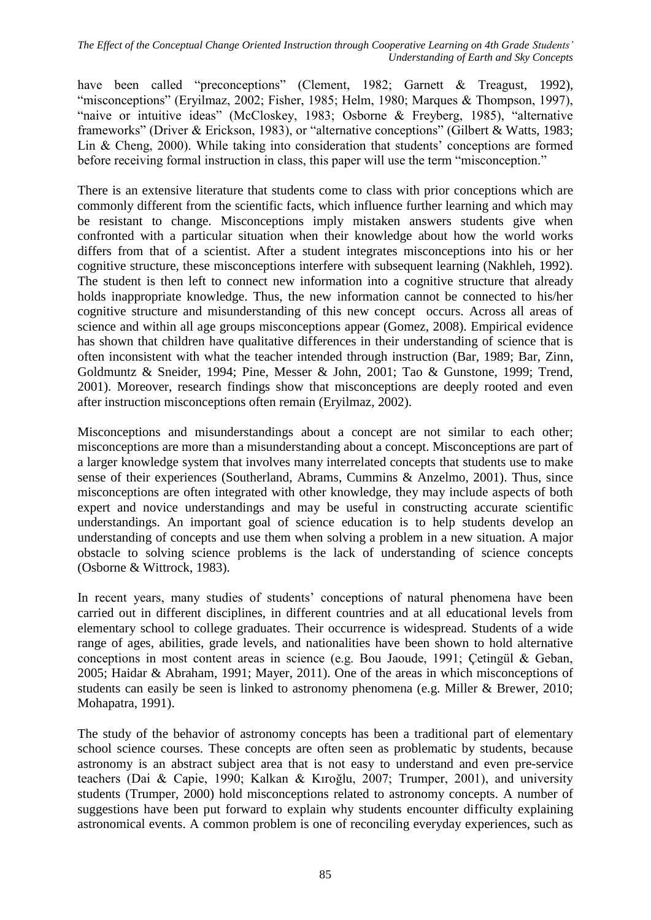have been called "preconceptions" (Clement, 1982; Garnett & Treagust, 1992), "misconceptions" (Eryilmaz, 2002; Fisher, 1985; Helm, 1980; Marques & Thompson, 1997), "naive or intuitive ideas" (McCloskey, 1983; Osborne & Freyberg, 1985), "alternative frameworks" (Driver & Erickson, 1983), or "alternative conceptions" (Gilbert & Watts, 1983; Lin & Cheng, 2000). While taking into consideration that students' conceptions are formed before receiving formal instruction in class, this paper will use the term "misconception."

There is an extensive literature that students come to class with prior conceptions which are commonly different from the scientific facts, which influence further learning and which may be resistant to change. Misconceptions imply mistaken answers students give when confronted with a particular situation when their knowledge about how the world works differs from that of a scientist. After a student integrates misconceptions into his or her cognitive structure, these misconceptions interfere with subsequent learning (Nakhleh, 1992). The student is then left to connect new information into a cognitive structure that already holds inappropriate knowledge. Thus, the new information cannot be connected to his/her cognitive structure and misunderstanding of this new concept occurs. Across all areas of science and within all age groups misconceptions appear (Gomez, 2008). Empirical evidence has shown that children have qualitative differences in their understanding of science that is often inconsistent with what the teacher intended through instruction (Bar, 1989; Bar, Zinn, Goldmuntz & Sneider, 1994; Pine, Messer & John, 2001; Tao & Gunstone, 1999; Trend, 2001). Moreover, research findings show that misconceptions are deeply rooted and even after instruction misconceptions often remain (Eryilmaz, 2002).

Misconceptions and misunderstandings about a concept are not similar to each other; misconceptions are more than a misunderstanding about a concept. Misconceptions are part of a larger knowledge system that involves many interrelated concepts that students use to make sense of their experiences (Southerland, Abrams, Cummins & Anzelmo, 2001). Thus, since misconceptions are often integrated with other knowledge, they may include aspects of both expert and novice understandings and may be useful in constructing accurate scientific understandings. An important goal of science education is to help students develop an understanding of concepts and use them when solving a problem in a new situation. A major obstacle to solving science problems is the lack of understanding of science concepts (Osborne & Wittrock, 1983).

In recent years, many studies of students' conceptions of natural phenomena have been carried out in different disciplines, in different countries and at all educational levels from elementary school to college graduates. Their occurrence is widespread. Students of a wide range of ages, abilities, grade levels, and nationalities have been shown to hold alternative conceptions in most content areas in science (e.g. Bou Jaoude, 1991; Çetingül & Geban, 2005; Haidar & Abraham, 1991; Mayer, 2011). One of the areas in which misconceptions of students can easily be seen is linked to astronomy phenomena (e.g. Miller & Brewer, 2010; Mohapatra, 1991).

The study of the behavior of astronomy concepts has been a traditional part of elementary school science courses. These concepts are often seen as problematic by students, because astronomy is an abstract subject area that is not easy to understand and even pre-service teachers (Dai & Capie, 1990; Kalkan & Kıroğlu, 2007; Trumper, 2001), and university students (Trumper, 2000) hold misconceptions related to astronomy concepts. A number of suggestions have been put forward to explain why students encounter difficulty explaining astronomical events. A common problem is one of reconciling everyday experiences, such as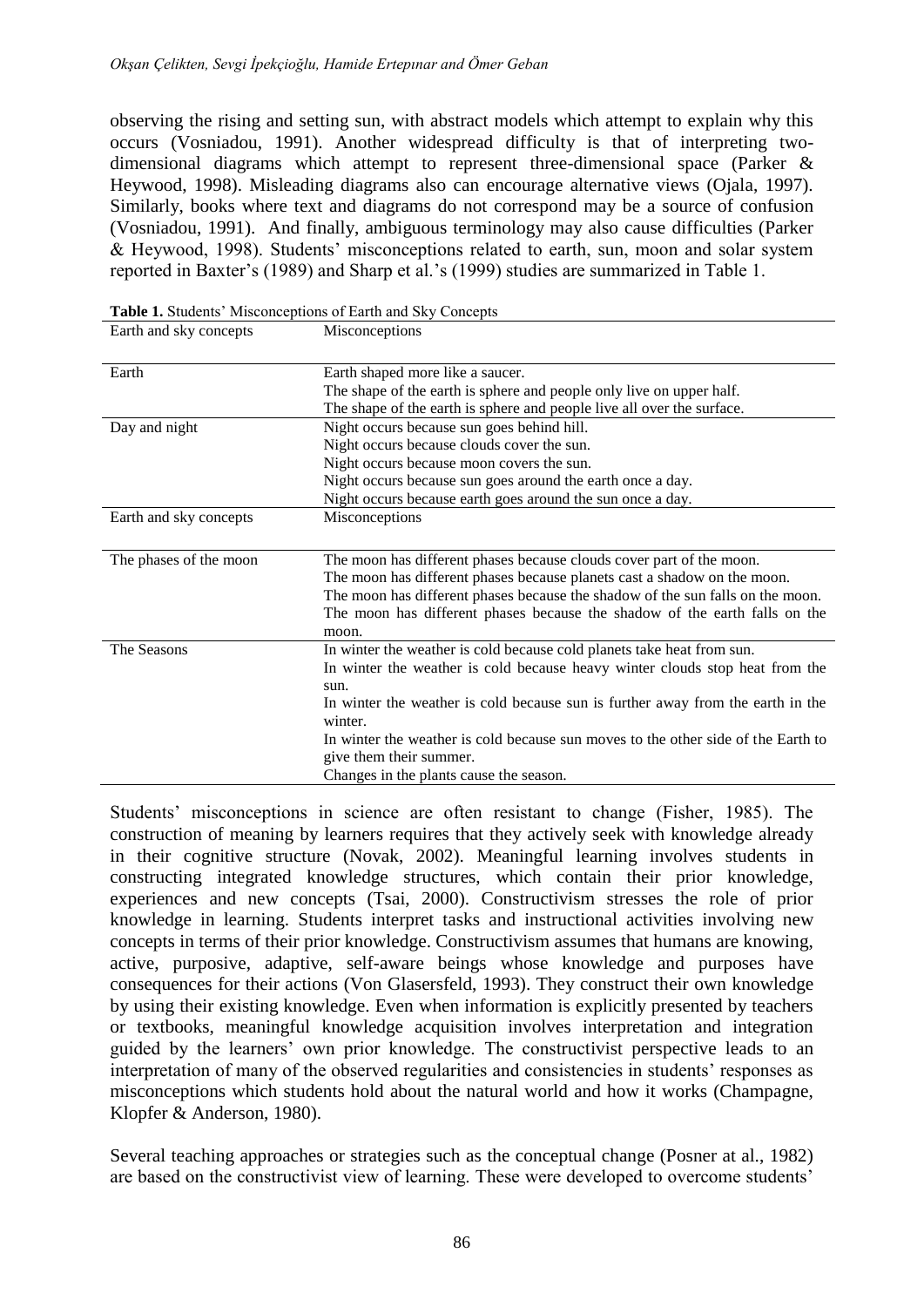observing the rising and setting sun, with abstract models which attempt to explain why this occurs (Vosniadou, 1991). Another widespread difficulty is that of interpreting two-dimensional diagrams which attempt to represent three-dimensional space (Parker & Heywood, 1998). Misleading diagrams also can encourage alternative views (Ojala, 1997). Similarly, books where text and diagrams do not correspond may be a source of confusion (Vosniadou, 1991). And finally, ambiguous terminology may also cause difficulties (Parker & Heywood, 1998). Students' misconceptions related to earth, sun, moon and solar system reported in Baxter's (1989) and Sharp et al.'s (1999) studies are summarized in Table 1.

**Table 1.** Students' Misconceptions of Earth and Sky Concepts

| Earth and sky concepts | Misconceptions |
|---|---|
| Earth | Earth shaped more like a saucer.<br>The shape of the earth is sphere and people only live on upper half.<br>The shape of the earth is sphere and people live all over the surface. |
| Day and night | Night occurs because sun goes behind hill.<br>Night occurs because clouds cover the sun.<br>Night occurs because moon covers the sun.<br>Night occurs because sun goes around the earth once a day.<br>Night occurs because earth goes around the sun once a day. |
| The phases of the moon | The moon has different phases because clouds cover part of the moon.<br>The moon has different phases because planets cast a shadow on the moon.<br>The moon has different phases because the shadow of the sun falls on the moon.<br>The moon has different phases because the shadow of the earth falls on the moon. |
| The Seasons | In winter the weather is cold because cold planets take heat from sun.<br>In winter the weather is cold because heavy winter clouds stop heat from the sun.<br>In winter the weather is cold because sun is further away from the earth in the winter.<br>In winter the weather is cold because sun moves to the other side of the Earth to give them their summer.<br>Changes in the plants cause the season. |

Students' misconceptions in science are often resistant to change (Fisher, 1985). The construction of meaning by learners requires that they actively seek with knowledge already in their cognitive structure (Novak, 2002). Meaningful learning involves students in constructing integrated knowledge structures, which contain their prior knowledge, experiences and new concepts (Tsai, 2000). Constructivism stresses the role of prior knowledge in learning. Students interpret tasks and instructional activities involving new concepts in terms of their prior knowledge. Constructivism assumes that humans are knowing, active, purposive, adaptive, self-aware beings whose knowledge and purposes have consequences for their actions (Von Glasersfeld, 1993). They construct their own knowledge by using their existing knowledge. Even when information is explicitly presented by teachers or textbooks, meaningful knowledge acquisition involves interpretation and integration guided by the learners' own prior knowledge. The constructivist perspective leads to an interpretation of many of the observed regularities and consistencies in students' responses as misconceptions which students hold about the natural world and how it works (Champagne, Klopfer & Anderson, 1980).

Several teaching approaches or strategies such as the conceptual change (Posner at al., 1982) are based on the constructivist view of learning. These were developed to overcome students'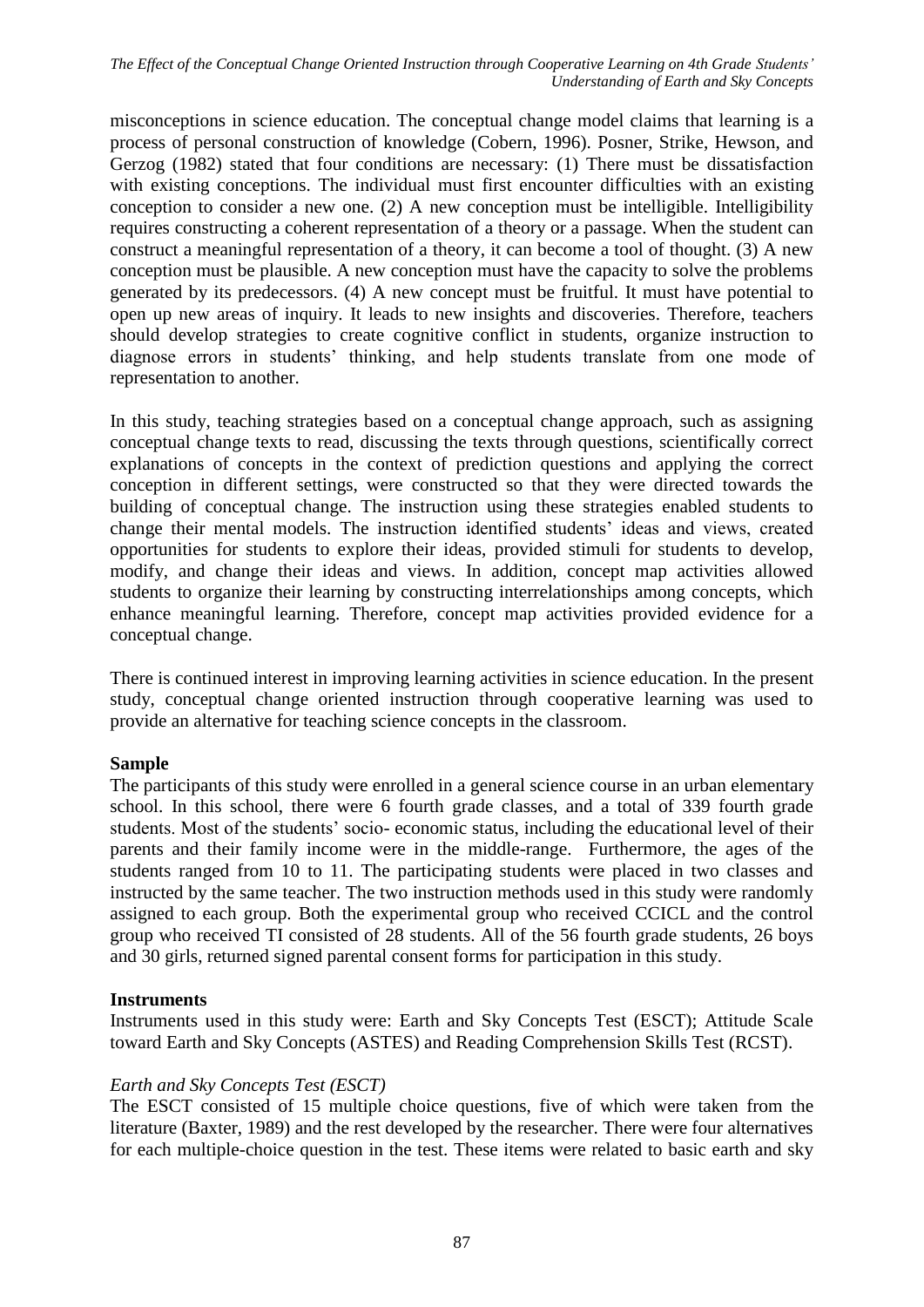misconceptions in science education. The conceptual change model claims that learning is a process of personal construction of knowledge (Cobern, 1996). Posner, Strike, Hewson, and Gerzog (1982) stated that four conditions are necessary: (1) There must be dissatisfaction with existing conceptions. The individual must first encounter difficulties with an existing conception to consider a new one. (2) A new conception must be intelligible. Intelligibility requires constructing a coherent representation of a theory or a passage. When the student can construct a meaningful representation of a theory, it can become a tool of thought. (3) A new conception must be plausible. A new conception must have the capacity to solve the problems generated by its predecessors. (4) A new concept must be fruitful. It must have potential to open up new areas of inquiry. It leads to new insights and discoveries. Therefore, teachers should develop strategies to create cognitive conflict in students, organize instruction to diagnose errors in students' thinking, and help students translate from one mode of representation to another.

In this study, teaching strategies based on a conceptual change approach, such as assigning conceptual change texts to read, discussing the texts through questions, scientifically correct explanations of concepts in the context of prediction questions and applying the correct conception in different settings, were constructed so that they were directed towards the building of conceptual change. The instruction using these strategies enabled students to change their mental models. The instruction identified students' ideas and views, created opportunities for students to explore their ideas, provided stimuli for students to develop, modify, and change their ideas and views. In addition, concept map activities allowed students to organize their learning by constructing interrelationships among concepts, which enhance meaningful learning. Therefore, concept map activities provided evidence for a conceptual change.

There is continued interest in improving learning activities in science education. In the present study, conceptual change oriented instruction through cooperative learning was used to provide an alternative for teaching science concepts in the classroom.

**Sample**

The participants of this study were enrolled in a general science course in an urban elementary school. In this school, there were 6 fourth grade classes, and a total of 339 fourth grade students. Most of the students' socio- economic status, including the educational level of their parents and their family income were in the middle-range. Furthermore, the ages of the students ranged from 10 to 11. The participating students were placed in two classes and instructed by the same teacher. The two instruction methods used in this study were randomly assigned to each group. Both the experimental group who received CCICL and the control group who received TI consisted of 28 students. All of the 56 fourth grade students, 26 boys and 30 girls, returned signed parental consent forms for participation in this study.

**Instruments**

Instruments used in this study were: Earth and Sky Concepts Test (ESCT); Attitude Scale toward Earth and Sky Concepts (ASTES) and Reading Comprehension Skills Test (RCST).

*Earth and Sky Concepts Test (ESCT)*

The ESCT consisted of 15 multiple choice questions, five of which were taken from the literature (Baxter, 1989) and the rest developed by the researcher. There were four alternatives for each multiple-choice question in the test. These items were related to basic earth and sky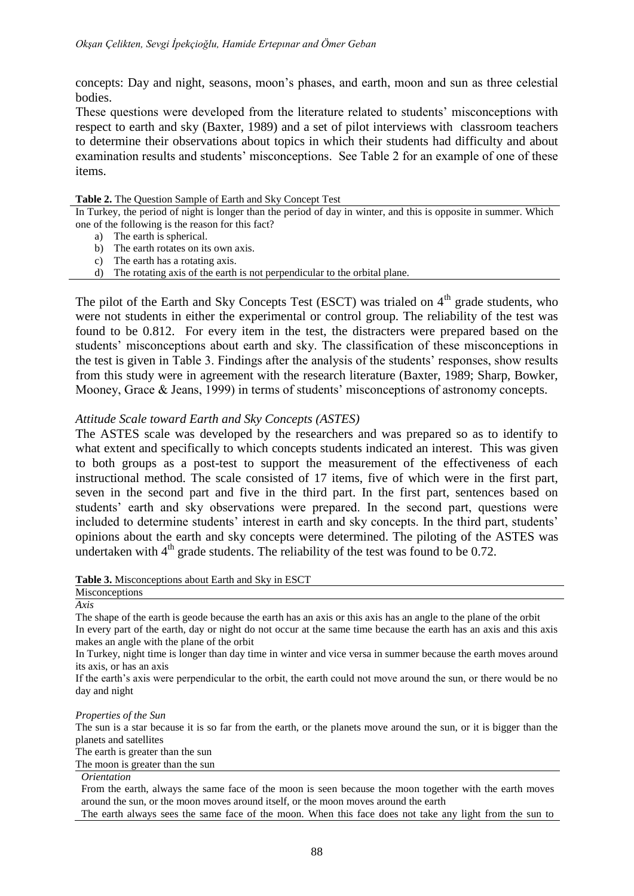concepts: Day and night, seasons, moon's phases, and earth, moon and sun as three celestial bodies.

These questions were developed from the literature related to students' misconceptions with respect to earth and sky (Baxter, 1989) and a set of pilot interviews with classroom teachers to determine their observations about topics in which their students had difficulty and about examination results and students' misconceptions. See Table 2 for an example of one of these items.

**Table 2.** The Question Sample of Earth and Sky Concept Test

In Turkey, the period of night is longer than the period of day in winter, and this is opposite in summer. Which one of the following is the reason for this fact?

a) The earth is spherical.
b) The earth rotates on its own axis.
c) The earth has a rotating axis.
d) The rotating axis of the earth is not perpendicular to the orbital plane.

The pilot of the Earth and Sky Concepts Test (ESCT) was trialed on 4th grade students, who were not students in either the experimental or control group. The reliability of the test was found to be 0.812. For every item in the test, the distracters were prepared based on the students' misconceptions about earth and sky. The classification of these misconceptions in the test is given in Table 3. Findings after the analysis of the students' responses, show results from this study were in agreement with the research literature (Baxter, 1989; Sharp, Bowker, Mooney, Grace & Jeans, 1999) in terms of students' misconceptions of astronomy concepts.

### *Attitude Scale toward Earth and Sky Concepts (ASTES)*

The ASTES scale was developed by the researchers and was prepared so as to identify to what extent and specifically to which concepts students indicated an interest. This was given to both groups as a post-test to support the measurement of the effectiveness of each instructional method. The scale consisted of 17 items, five of which were in the first part, seven in the second part and five in the third part. In the first part, sentences based on students' earth and sky observations were prepared. In the second part, questions were included to determine students' interest in earth and sky concepts. In the third part, students' opinions about the earth and sky concepts were determined. The piloting of the ASTES was undertaken with 4th grade students. The reliability of the test was found to be 0.72.

**Table 3.** Misconceptions about Earth and Sky in ESCT

| Misconceptions |
|---|
| *Axis* |
| The shape of the earth is geode because the earth has an axis or this axis has an angle to the plane of the orbit |
| In every part of the earth, day or night do not occur at the same time because the earth has an axis and this axis makes an angle with the plane of the orbit |
| In Turkey, night time is longer than day time in winter and vice versa in summer because the earth moves around its axis, or has an axis |
| If the earth's axis were perpendicular to the orbit, the earth could not move around the sun, or there would be no day and night |
| *Properties of the Sun* |
| The sun is a star because it is so far from the earth, or the planets move around the sun, or it is bigger than the planets and satellites |
| The earth is greater than the sun |
| The moon is greater than the sun |
| *Orientation* |
| From the earth, always the same face of the moon is seen because the moon together with the earth moves around the sun, or the moon moves around itself, or the moon moves around the earth |
| The earth always sees the same face of the moon. When this face does not take any light from the sun to |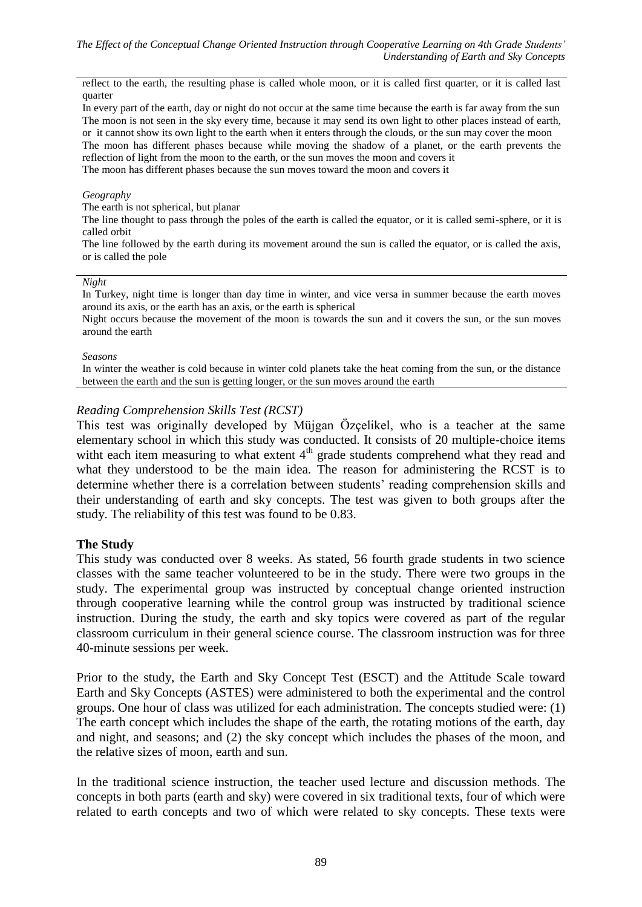reflect to the earth, the resulting phase is called whole moon, or it is called first quarter, or it is called last quarter

In every part of the earth, day or night do not occur at the same time because the earth is far away from the sun

The moon is not seen in the sky every time, because it may send its own light to other places instead of earth, or it cannot show its own light to the earth when it enters through the clouds, or the sun may cover the moon

The moon has different phases because while moving the shadow of a planet, or the earth prevents the reflection of light from the moon to the earth, or the sun moves the moon and covers it

The moon has different phases because the sun moves toward the moon and covers it

*Geography*

The earth is not spherical, but planar

The line thought to pass through the poles of the earth is called the equator, or it is called semi-sphere, or it is called orbit

The line followed by the earth during its movement around the sun is called the equator, or is called the axis, or is called the pole

*Night*

In Turkey, night time is longer than day time in winter, and vice versa in summer because the earth moves around its axis, or the earth has an axis, or the earth is spherical

Night occurs because the movement of the moon is towards the sun and it covers the sun, or the sun moves around the earth

*Seasons*

In winter the weather is cold because in winter cold planets take the heat coming from the sun, or the distance between the earth and the sun is getting longer, or the sun moves around the earth

### *Reading Comprehension Skills Test (RCST)*

This test was originally developed by Müjgan Özçelikel, who is a teacher at the same elementary school in which this study was conducted. It consists of 20 multiple-choice items witht each item measuring to what extent 4th grade students comprehend what they read and what they understood to be the main idea. The reason for administering the RCST is to determine whether there is a correlation between students' reading comprehension skills and their understanding of earth and sky concepts. The test was given to both groups after the study. The reliability of this test was found to be 0.83.

## The Study

This study was conducted over 8 weeks. As stated, 56 fourth grade students in two science classes with the same teacher volunteered to be in the study. There were two groups in the study. The experimental group was instructed by conceptual change oriented instruction through cooperative learning while the control group was instructed by traditional science instruction. During the study, the earth and sky topics were covered as part of the regular classroom curriculum in their general science course. The classroom instruction was for three 40-minute sessions per week.

Prior to the study, the Earth and Sky Concept Test (ESCT) and the Attitude Scale toward Earth and Sky Concepts (ASTES) were administered to both the experimental and the control groups. One hour of class was utilized for each administration. The concepts studied were: (1) The earth concept which includes the shape of the earth, the rotating motions of the earth, day and night, and seasons; and (2) the sky concept which includes the phases of the moon, and the relative sizes of moon, earth and sun.

In the traditional science instruction, the teacher used lecture and discussion methods. The concepts in both parts (earth and sky) were covered in six traditional texts, four of which were related to earth concepts and two of which were related to sky concepts. These texts were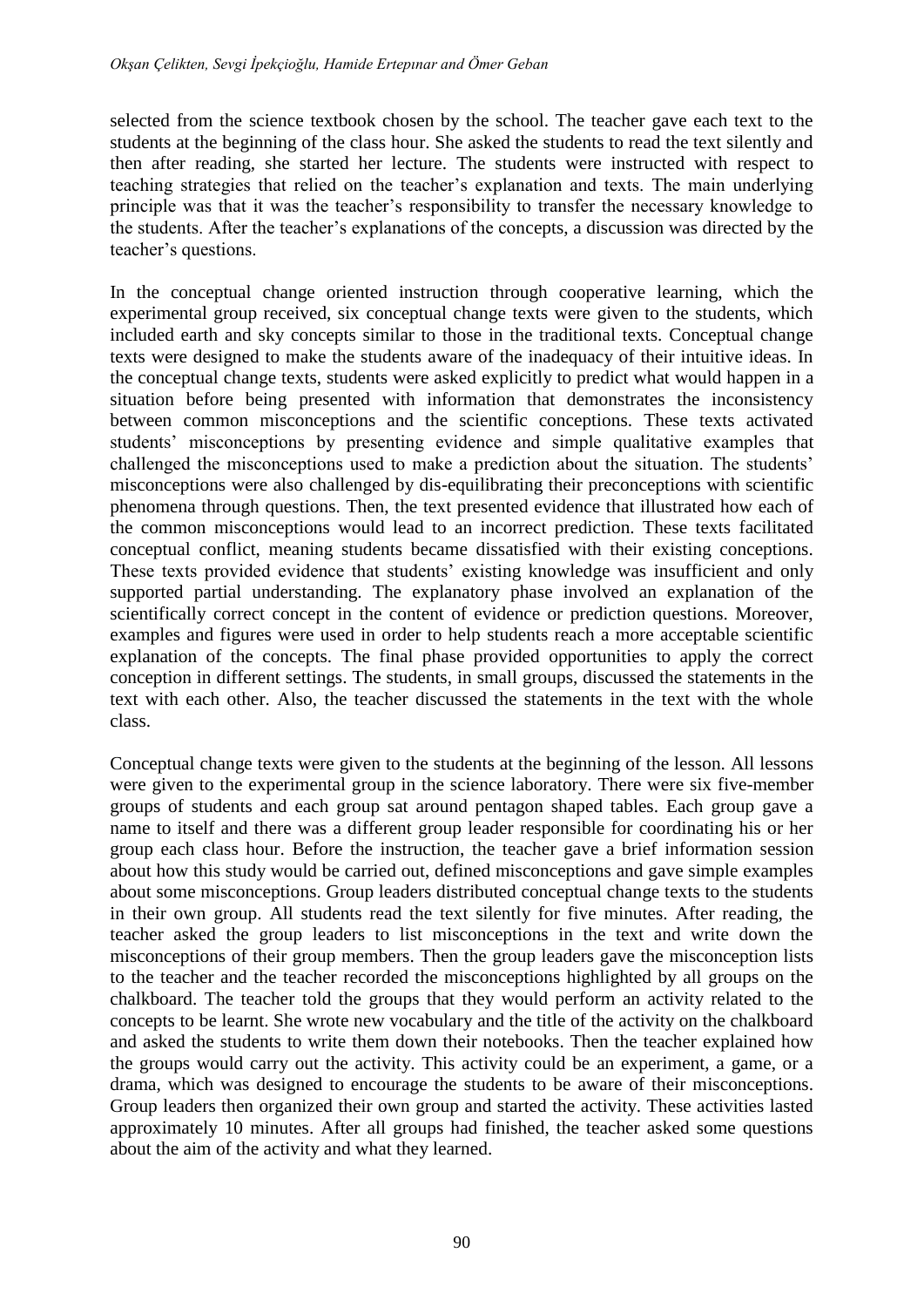selected from the science textbook chosen by the school. The teacher gave each text to the students at the beginning of the class hour. She asked the students to read the text silently and then after reading, she started her lecture. The students were instructed with respect to teaching strategies that relied on the teacher's explanation and texts. The main underlying principle was that it was the teacher's responsibility to transfer the necessary knowledge to the students. After the teacher's explanations of the concepts, a discussion was directed by the teacher's questions.

In the conceptual change oriented instruction through cooperative learning, which the experimental group received, six conceptual change texts were given to the students, which included earth and sky concepts similar to those in the traditional texts. Conceptual change texts were designed to make the students aware of the inadequacy of their intuitive ideas. In the conceptual change texts, students were asked explicitly to predict what would happen in a situation before being presented with information that demonstrates the inconsistency between common misconceptions and the scientific conceptions. These texts activated students' misconceptions by presenting evidence and simple qualitative examples that challenged the misconceptions used to make a prediction about the situation. The students' misconceptions were also challenged by dis-equilibrating their preconceptions with scientific phenomena through questions. Then, the text presented evidence that illustrated how each of the common misconceptions would lead to an incorrect prediction. These texts facilitated conceptual conflict, meaning students became dissatisfied with their existing conceptions. These texts provided evidence that students' existing knowledge was insufficient and only supported partial understanding. The explanatory phase involved an explanation of the scientifically correct concept in the content of evidence or prediction questions. Moreover, examples and figures were used in order to help students reach a more acceptable scientific explanation of the concepts. The final phase provided opportunities to apply the correct conception in different settings. The students, in small groups, discussed the statements in the text with each other. Also, the teacher discussed the statements in the text with the whole class.

Conceptual change texts were given to the students at the beginning of the lesson. All lessons were given to the experimental group in the science laboratory. There were six five-member groups of students and each group sat around pentagon shaped tables. Each group gave a name to itself and there was a different group leader responsible for coordinating his or her group each class hour. Before the instruction, the teacher gave a brief information session about how this study would be carried out, defined misconceptions and gave simple examples about some misconceptions. Group leaders distributed conceptual change texts to the students in their own group. All students read the text silently for five minutes. After reading, the teacher asked the group leaders to list misconceptions in the text and write down the misconceptions of their group members. Then the group leaders gave the misconception lists to the teacher and the teacher recorded the misconceptions highlighted by all groups on the chalkboard. The teacher told the groups that they would perform an activity related to the concepts to be learnt. She wrote new vocabulary and the title of the activity on the chalkboard and asked the students to write them down their notebooks. Then the teacher explained how the groups would carry out the activity. This activity could be an experiment, a game, or a drama, which was designed to encourage the students to be aware of their misconceptions. Group leaders then organized their own group and started the activity. These activities lasted approximately 10 minutes. After all groups had finished, the teacher asked some questions about the aim of the activity and what they learned.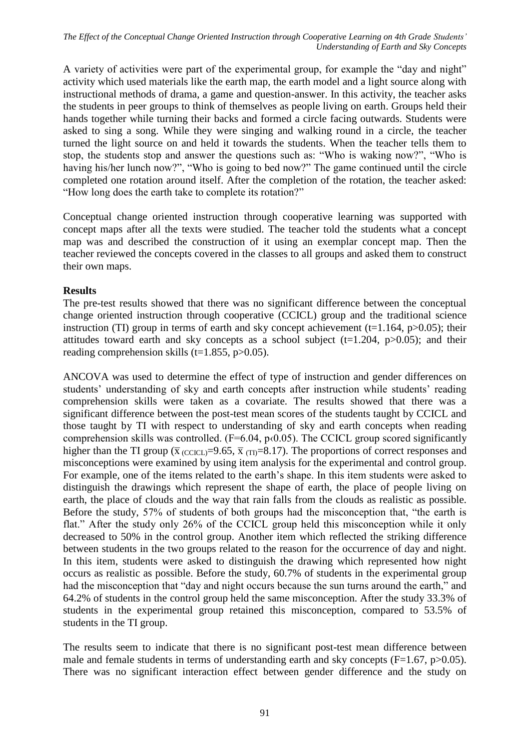A variety of activities were part of the experimental group, for example the "day and night" activity which used materials like the earth map, the earth model and a light source along with instructional methods of drama, a game and question-answer. In this activity, the teacher asks the students in peer groups to think of themselves as people living on earth. Groups held their hands together while turning their backs and formed a circle facing outwards. Students were asked to sing a song. While they were singing and walking round in a circle, the teacher turned the light source on and held it towards the students. When the teacher tells them to stop, the students stop and answer the questions such as: "Who is waking now?", "Who is having his/her lunch now?", "Who is going to bed now?" The game continued until the circle completed one rotation around itself. After the completion of the rotation, the teacher asked: "How long does the earth take to complete its rotation?"

Conceptual change oriented instruction through cooperative learning was supported with concept maps after all the texts were studied. The teacher told the students what a concept map was and described the construction of it using an exemplar concept map. Then the teacher reviewed the concepts covered in the classes to all groups and asked them to construct their own maps.

## Results

The pre-test results showed that there was no significant difference between the conceptual change oriented instruction through cooperative (CCICL) group and the traditional science instruction (TI) group in terms of earth and sky concept achievement ($t=1.164$, $p>0.05$); their attitudes toward earth and sky concepts as a school subject ($t=1.204$, $p>0.05$); and their reading comprehension skills ($t=1.855$, $p>0.05$).

ANCOVA was used to determine the effect of type of instruction and gender differences on students' understanding of sky and earth concepts after instruction while students' reading comprehension skills were taken as a covariate. The results showed that there was a significant difference between the post-test mean scores of the students taught by CCICL and those taught by TI with respect to understanding of sky and earth concepts when reading comprehension skills was controlled. ($F=6.04$, $p<0.05$). The CCICL group scored significantly higher than the TI group ($\bar{x}_{(CCICL)}=9.65$, $\bar{x}_{(TI)}=8.17$). The proportions of correct responses and misconceptions were examined by using item analysis for the experimental and control group. For example, one of the items related to the earth's shape. In this item students were asked to distinguish the drawings which represent the shape of earth, the place of people living on earth, the place of clouds and the way that rain falls from the clouds as realistic as possible. Before the study, 57% of students of both groups had the misconception that, "the earth is flat." After the study only 26% of the CCICL group held this misconception while it only decreased to 50% in the control group. Another item which reflected the striking difference between students in the two groups related to the reason for the occurrence of day and night. In this item, students were asked to distinguish the drawing which represented how night occurs as realistic as possible. Before the study, 60.7% of students in the experimental group had the misconception that "day and night occurs because the sun turns around the earth," and 64.2% of students in the control group held the same misconception. After the study 33.3% of students in the experimental group retained this misconception, compared to 53.5% of students in the TI group.

The results seem to indicate that there is no significant post-test mean difference between male and female students in terms of understanding earth and sky concepts ($F=1.67$, $p>0.05$). There was no significant interaction effect between gender difference and the study on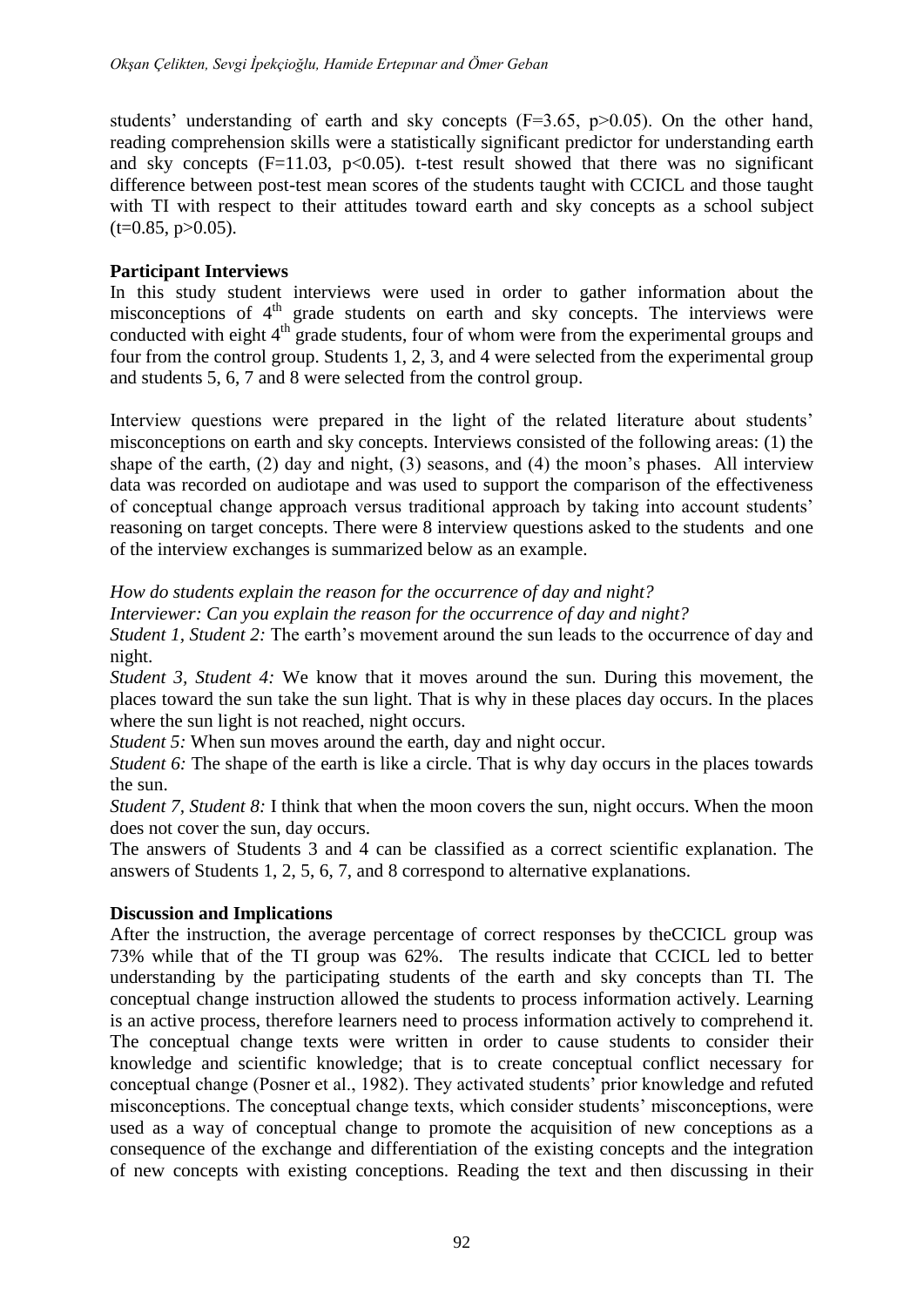students' understanding of earth and sky concepts ($F=3.65$, $p>0.05$). On the other hand, reading comprehension skills were a statistically significant predictor for understanding earth and sky concepts ($F=11.03$, $p<0.05$). t-test result showed that there was no significant difference between post-test mean scores of the students taught with CCICL and those taught with TI with respect to their attitudes toward earth and sky concepts as a school subject ($t=0.85$, $p>0.05$).

**Participant Interviews**

In this study student interviews were used in order to gather information about the misconceptions of $4^{th}$ grade students on earth and sky concepts. The interviews were conducted with eight $4^{th}$ grade students, four of whom were from the experimental groups and four from the control group. Students 1, 2, 3, and 4 were selected from the experimental group and students 5, 6, 7 and 8 were selected from the control group.

Interview questions were prepared in the light of the related literature about students' misconceptions on earth and sky concepts. Interviews consisted of the following areas: (1) the shape of the earth, (2) day and night, (3) seasons, and (4) the moon's phases. All interview data was recorded on audiotape and was used to support the comparison of the effectiveness of conceptual change approach versus traditional approach by taking into account students' reasoning on target concepts. There were 8 interview questions asked to the students and one of the interview exchanges is summarized below as an example.

*How do students explain the reason for the occurrence of day and night?*

*Interviewer: Can you explain the reason for the occurrence of day and night?*

*Student 1, Student 2:* The earth's movement around the sun leads to the occurrence of day and night.

*Student 3, Student 4:* We know that it moves around the sun. During this movement, the places toward the sun take the sun light. That is why in these places day occurs. In the places where the sun light is not reached, night occurs.

*Student 5:* When sun moves around the earth, day and night occur.

*Student 6:* The shape of the earth is like a circle. That is why day occurs in the places towards the sun.

*Student 7, Student 8:* I think that when the moon covers the sun, night occurs. When the moon does not cover the sun, day occurs.

The answers of Students 3 and 4 can be classified as a correct scientific explanation. The answers of Students 1, 2, 5, 6, 7, and 8 correspond to alternative explanations.

**Discussion and Implications**

After the instruction, the average percentage of correct responses by theCCICL group was 73% while that of the TI group was 62%. The results indicate that CCICL led to better understanding by the participating students of the earth and sky concepts than TI. The conceptual change instruction allowed the students to process information actively. Learning is an active process, therefore learners need to process information actively to comprehend it. The conceptual change texts were written in order to cause students to consider their knowledge and scientific knowledge; that is to create conceptual conflict necessary for conceptual change (Posner et al., 1982). They activated students' prior knowledge and refuted misconceptions. The conceptual change texts, which consider students' misconceptions, were used as a way of conceptual change to promote the acquisition of new conceptions as a consequence of the exchange and differentiation of the existing concepts and the integration of new concepts with existing conceptions. Reading the text and then discussing in their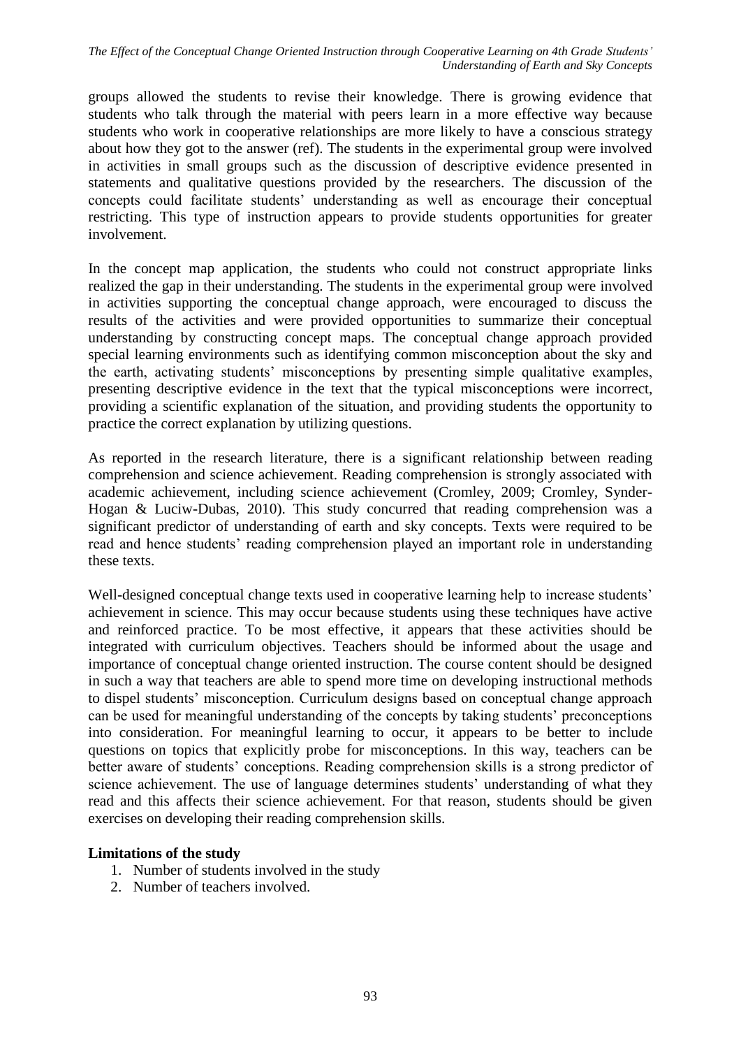groups allowed the students to revise their knowledge. There is growing evidence that students who talk through the material with peers learn in a more effective way because students who work in cooperative relationships are more likely to have a conscious strategy about how they got to the answer (ref). The students in the experimental group were involved in activities in small groups such as the discussion of descriptive evidence presented in statements and qualitative questions provided by the researchers. The discussion of the concepts could facilitate students' understanding as well as encourage their conceptual restricting. This type of instruction appears to provide students opportunities for greater involvement.

In the concept map application, the students who could not construct appropriate links realized the gap in their understanding. The students in the experimental group were involved in activities supporting the conceptual change approach, were encouraged to discuss the results of the activities and were provided opportunities to summarize their conceptual understanding by constructing concept maps. The conceptual change approach provided special learning environments such as identifying common misconception about the sky and the earth, activating students' misconceptions by presenting simple qualitative examples, presenting descriptive evidence in the text that the typical misconceptions were incorrect, providing a scientific explanation of the situation, and providing students the opportunity to practice the correct explanation by utilizing questions.

As reported in the research literature, there is a significant relationship between reading comprehension and science achievement. Reading comprehension is strongly associated with academic achievement, including science achievement (Cromley, 2009; Cromley, Synder-Hogan & Luciw-Dubas, 2010). This study concurred that reading comprehension was a significant predictor of understanding of earth and sky concepts. Texts were required to be read and hence students' reading comprehension played an important role in understanding these texts.

Well-designed conceptual change texts used in cooperative learning help to increase students' achievement in science. This may occur because students using these techniques have active and reinforced practice. To be most effective, it appears that these activities should be integrated with curriculum objectives. Teachers should be informed about the usage and importance of conceptual change oriented instruction. The course content should be designed in such a way that teachers are able to spend more time on developing instructional methods to dispel students' misconception. Curriculum designs based on conceptual change approach can be used for meaningful understanding of the concepts by taking students' preconceptions into consideration. For meaningful learning to occur, it appears to be better to include questions on topics that explicitly probe for misconceptions. In this way, teachers can be better aware of students' conceptions. Reading comprehension skills is a strong predictor of science achievement. The use of language determines students' understanding of what they read and this affects their science achievement. For that reason, students should be given exercises on developing their reading comprehension skills.

**Limitations of the study**

1. Number of students involved in the study
2. Number of teachers involved.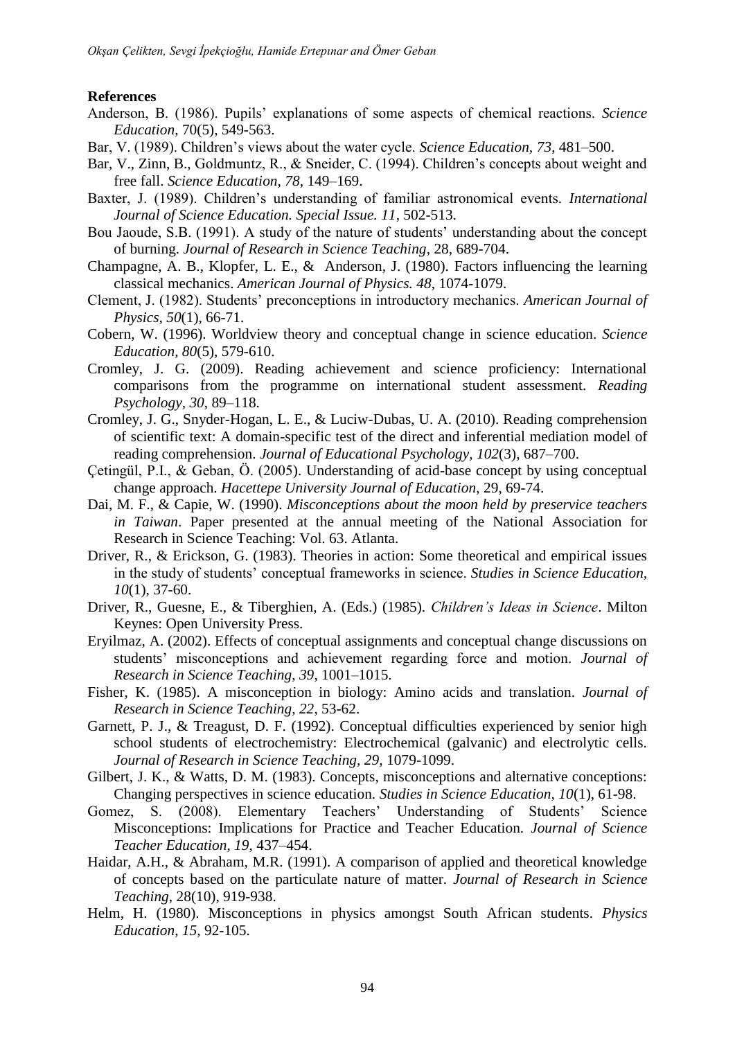**References**

Anderson, B. (1986). Pupils' explanations of some aspects of chemical reactions. *Science Education*, 70(5), 549-563.

Bar, V. (1989). Children's views about the water cycle. *Science Education, 73*, 481–500.

Bar, V., Zinn, B., Goldmuntz, R., & Sneider, C. (1994). Children's concepts about weight and free fall. *Science Education*, *78*, 149–169.

Baxter, J. (1989). Children's understanding of familiar astronomical events. *International Journal of Science Education. Special Issue. 11*, 502-513.

Bou Jaoude, S.B. (1991). A study of the nature of students' understanding about the concept of burning. *Journal of Research in Science Teaching*, 28, 689-704.

Champagne, A. B., Klopfer, L. E., & Anderson, J. (1980). Factors influencing the learning classical mechanics. *American Journal of Physics. 48*, 1074-1079.

Clement, J. (1982). Students' preconceptions in introductory mechanics. *American Journal of Physics, 50*(1), 66-71.

Cobern, W. (1996). Worldview theory and conceptual change in science education. *Science Education, 80*(5), 579-610.

Cromley, J. G. (2009). Reading achievement and science proficiency: International comparisons from the programme on international student assessment. *Reading Psychology, 30*, 89–118.

Cromley, J. G., Snyder-Hogan, L. E., & Luciw-Dubas, U. A. (2010). Reading comprehension of scientific text: A domain-specific test of the direct and inferential mediation model of reading comprehension. *Journal of Educational Psychology, 102*(3), 687–700.

Çetingül, P.I., & Geban, Ö. (2005). Understanding of acid-base concept by using conceptual change approach. *Hacettepe University Journal of Education*, 29, 69-74.

Dai, M. F., & Capie, W. (1990). *Misconceptions about the moon held by preservice teachers in Taiwan*. Paper presented at the annual meeting of the National Association for Research in Science Teaching: Vol. 63. Atlanta.

Driver, R., & Erickson, G. (1983). Theories in action: Some theoretical and empirical issues in the study of students' conceptual frameworks in science. *Studies in Science Education, 10*(1), 37-60.

Driver, R., Guesne, E., & Tiberghien, A. (Eds.) (1985). *Children's Ideas in Science*. Milton Keynes: Open University Press.

Eryilmaz, A. (2002). Effects of conceptual assignments and conceptual change discussions on students' misconceptions and achievement regarding force and motion. *Journal of Research in Science Teaching, 39*, 1001–1015.

Fisher, K. (1985). A misconception in biology: Amino acids and translation. *Journal of Research in Science Teaching, 22*, 53-62.

Garnett, P. J., & Treagust, D. F. (1992). Conceptual difficulties experienced by senior high school students of electrochemistry: Electrochemical (galvanic) and electrolytic cells. *Journal of Research in Science Teaching, 29*, 1079-1099.

Gilbert, J. K., & Watts, D. M. (1983). Concepts, misconceptions and alternative conceptions: Changing perspectives in science education. *Studies in Science Education, 10*(1), 61-98.

Gomez, S. (2008). Elementary Teachers' Understanding of Students' Science Misconceptions: Implications for Practice and Teacher Education. *Journal of Science Teacher Education, 19*, 437–454.

Haidar, A.H., & Abraham, M.R. (1991). A comparison of applied and theoretical knowledge of concepts based on the particulate nature of matter. *Journal of Research in Science Teaching*, 28(10), 919-938.

Helm, H. (1980). Misconceptions in physics amongst South African students. *Physics Education, 15*, 92-105.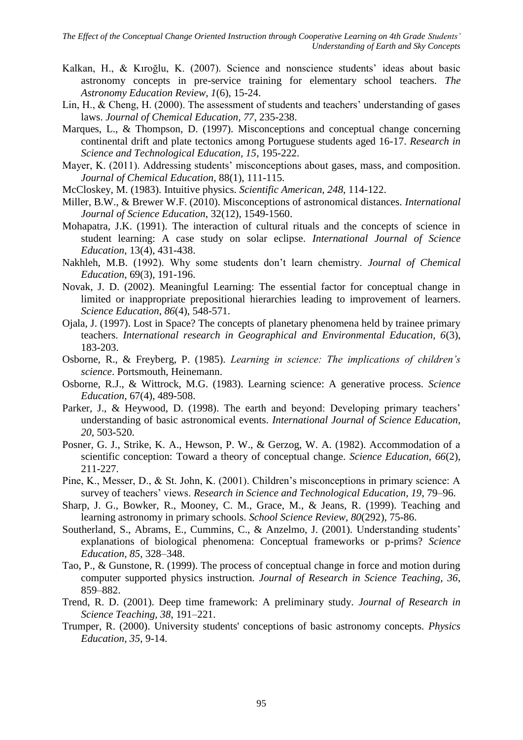Kalkan, H., & Kıroğlu, K. (2007). Science and nonscience students' ideas about basic astronomy concepts in pre-service training for elementary school teachers. *The Astronomy Education Review, 1*(6), 15-24.

Lin, H., & Cheng, H. (2000). The assessment of students and teachers' understanding of gases laws. *Journal of Chemical Education, 77*, 235-238.

Marques, L., & Thompson, D. (1997). Misconceptions and conceptual change concerning continental drift and plate tectonics among Portuguese students aged 16-17. *Research in Science and Technological Education, 15*, 195-222.

Mayer, K. (2011). Addressing students' misconceptions about gases, mass, and composition. *Journal of Chemical Education,* 88(1), 111-115.

McCloskey, M. (1983). Intuitive physics. *Scientific American, 248*, 114-122.

Miller, B.W., & Brewer W.F. (2010). Misconceptions of astronomical distances. *International Journal of Science Education*, 32(12), 1549-1560.

Mohapatra, J.K. (1991). The interaction of cultural rituals and the concepts of science in student learning: A case study on solar eclipse. *International Journal of Science Education*, 13(4), 431-438.

Nakhleh, M.B. (1992). Why some students don't learn chemistry. *Journal of Chemical Education,* 69(3), 191-196.

Novak, J. D. (2002). Meaningful Learning: The essential factor for conceptual change in limited or inappropriate prepositional hierarchies leading to improvement of learners. *Science Education, 86*(4), 548-571.

Ojala, J. (1997). Lost in Space? The concepts of planetary phenomena held by trainee primary teachers. *International research in Geographical and Environmental Education, 6*(3), 183-203.

Osborne, R., & Freyberg, P. (1985). *Learning in science: The implications of children's science*. Portsmouth, Heinemann.

Osborne, R.J., & Wittrock, M.G. (1983). Learning science: A generative process. *Science Education*, 67(4), 489-508.

Parker, J., & Heywood, D. (1998). The earth and beyond: Developing primary teachers' understanding of basic astronomical events. *International Journal of Science Education, 20*, 503-520.

Posner, G. J., Strike, K. A., Hewson, P. W., & Gerzog, W. A. (1982). Accommodation of a scientific conception: Toward a theory of conceptual change. *Science Education, 66*(2), 211-227.

Pine, K., Messer, D., & St. John, K. (2001). Children's misconceptions in primary science: A survey of teachers' views. *Research in Science and Technological Education, 19*, 79–96.

Sharp, J. G., Bowker, R., Mooney, C. M., Grace, M., & Jeans, R. (1999). Teaching and learning astronomy in primary schools. *School Science Review, 80*(292), 75-86.

Southerland, S., Abrams, E., Cummins, C., & Anzelmo, J. (2001). Understanding students' explanations of biological phenomena: Conceptual frameworks or p-prims? *Science Education, 85*, 328–348.

Tao, P., & Gunstone, R. (1999). The process of conceptual change in force and motion during computer supported physics instruction. *Journal of Research in Science Teaching, 36*, 859–882.

Trend, R. D. (2001). Deep time framework: A preliminary study. *Journal of Research in Science Teaching, 38*, 191–221.

Trumper, R. (2000). University students' conceptions of basic astronomy concepts. *Physics Education, 35*, 9-14.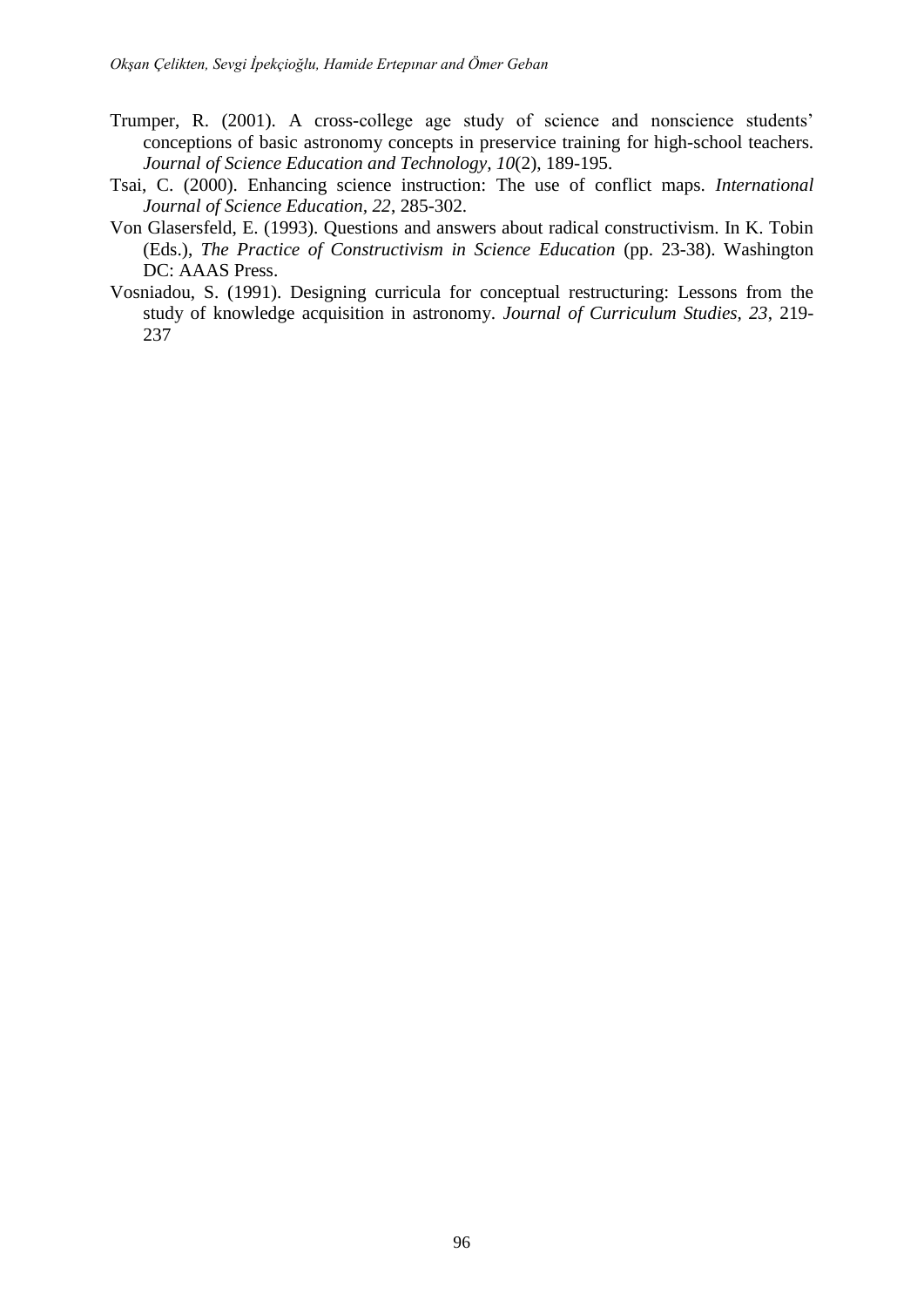Trumper, R. (2001). A cross-college age study of science and nonscience students' conceptions of basic astronomy concepts in preservice training for high-school teachers. *Journal of Science Education and Technology, 10*(2), 189-195.

Tsai, C. (2000). Enhancing science instruction: The use of conflict maps. *International Journal of Science Education, 22*, 285-302.

Von Glasersfeld, E. (1993). Questions and answers about radical constructivism. In K. Tobin (Eds.), *The Practice of Constructivism in Science Education* (pp. 23-38). Washington DC: AAAS Press.

Vosniadou, S. (1991). Designing curricula for conceptual restructuring: Lessons from the study of knowledge acquisition in astronomy. *Journal of Curriculum Studies, 23*, 219-237